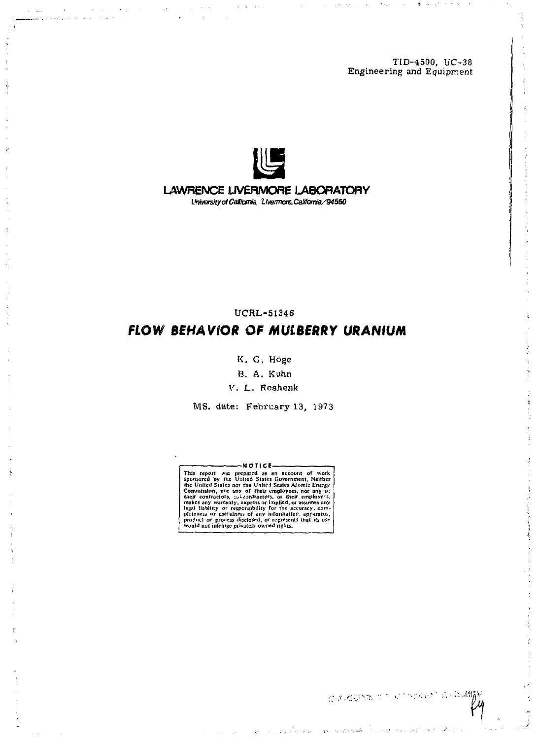TID-4500, UC-38
Engineering and Equipment

**LAWRENCE LIVERMORE LABORATORY**

*University of California, Livermore, California/94550*

UCRL-51346

# *FLOW BEHAVIOR OF MULBERRY URANIUM*

K. G. Hoge

B. A. Kuhn

V. L. Reshenk

MS. date: February 13, 1973

**NOTICE**

This report was prepared as an account of work sponsored by the United States Government. Neither the United States nor the United States Atomic Energy Commission, nor any of their employees, nor any of their contractors, subcontractors, or their employees, makes any warranty, express or implied, or assumes any legal liability or responsibility for the accuracy, completeness or usefulness of any information, apparatus, product or process disclosed, or represents that its use would not infringe privately owned rights.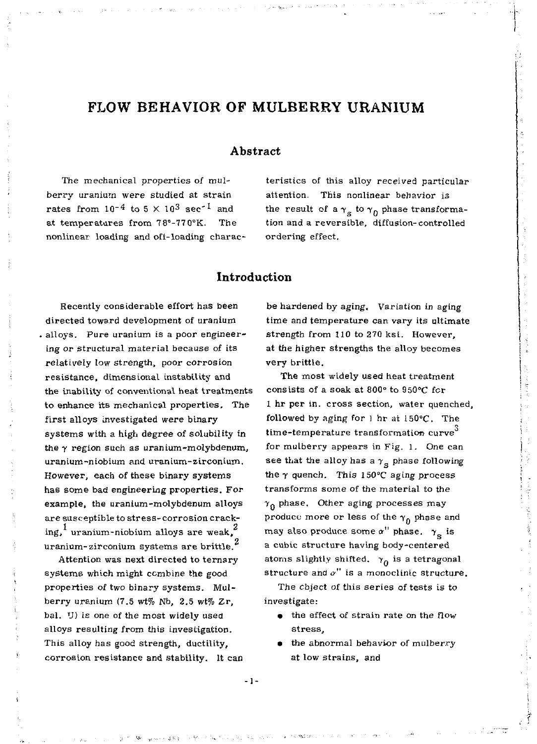# FLOW BEHAVIOR OF MULBERRY URANIUM

## Abstract

The mechanical properties of mulberry uranium were studied at strain rates from $10^{-4}$ to $5 \times 10^3$ sec$^{-1}$ and at temperatures from 78°-770°K. The nonlinear loading and off-loading characteristics of this alloy received particular attention. This nonlinear behavior is the result of a $\gamma_s$ to $\gamma_0$ phase transformation and a reversible, diffusion-controlled ordering effect.

## Introduction

Recently considerable effort has been directed toward development of uranium alloys. Pure uranium is a poor engineering or structural material because of its relatively low strength, poor corrosion resistance, dimensional instability and the inability of conventional heat treatments to enhance its mechanical properties. The first alloys investigated were binary systems with a high degree of solubility in the $\gamma$ region such as uranium-molybdenum, uranium-niobium and uranium-zirconium. However, each of these binary systems has some bad engineering properties. For example, the uranium-molybdenum alloys are susceptible to stress-corrosion cracking,[1] uranium-niobium alloys are weak,[2] uranium-zirconium systems are brittle.[2]

Attention was next directed to ternary systems which might combine the good properties of two binary systems. Mulberry uranium (7.5 wt% Nb, 2.5 wt% Zr, bal. U) is one of the most widely used alloys resulting from this investigation. This alloy has good strength, ductility, corrosion resistance and stability. It can be hardened by aging. Variation in aging time and temperature can vary its ultimate strength from 110 to 270 ksi. However, at the higher strengths the alloy becomes very brittle.

The most widely used heat treatment consists of a soak at 800° to 950°C for 1 hr per in. cross section, water quenched, followed by aging for 1 hr at 150°C. The time-temperature transformation curve[3] for mulberry appears in Fig. 1. One can see that the alloy has a $\gamma_s$ phase following the $\gamma$ quench. This 150°C aging process transforms some of the material to the $\gamma_0$ phase. Other aging processes may produce more or less of the $\gamma_0$ phase and may also produce some $\alpha''$ phase. $\gamma_s$ is a cubic structure having body-centered atoms slightly shifted. $\gamma_0$ is a tetragonal structure and $\alpha''$ is a monoclinic structure.

The object of this series of tests is to investigate:

- the effect of strain rate on the flow stress,
- the abnormal behavior of mulberry at low strains, and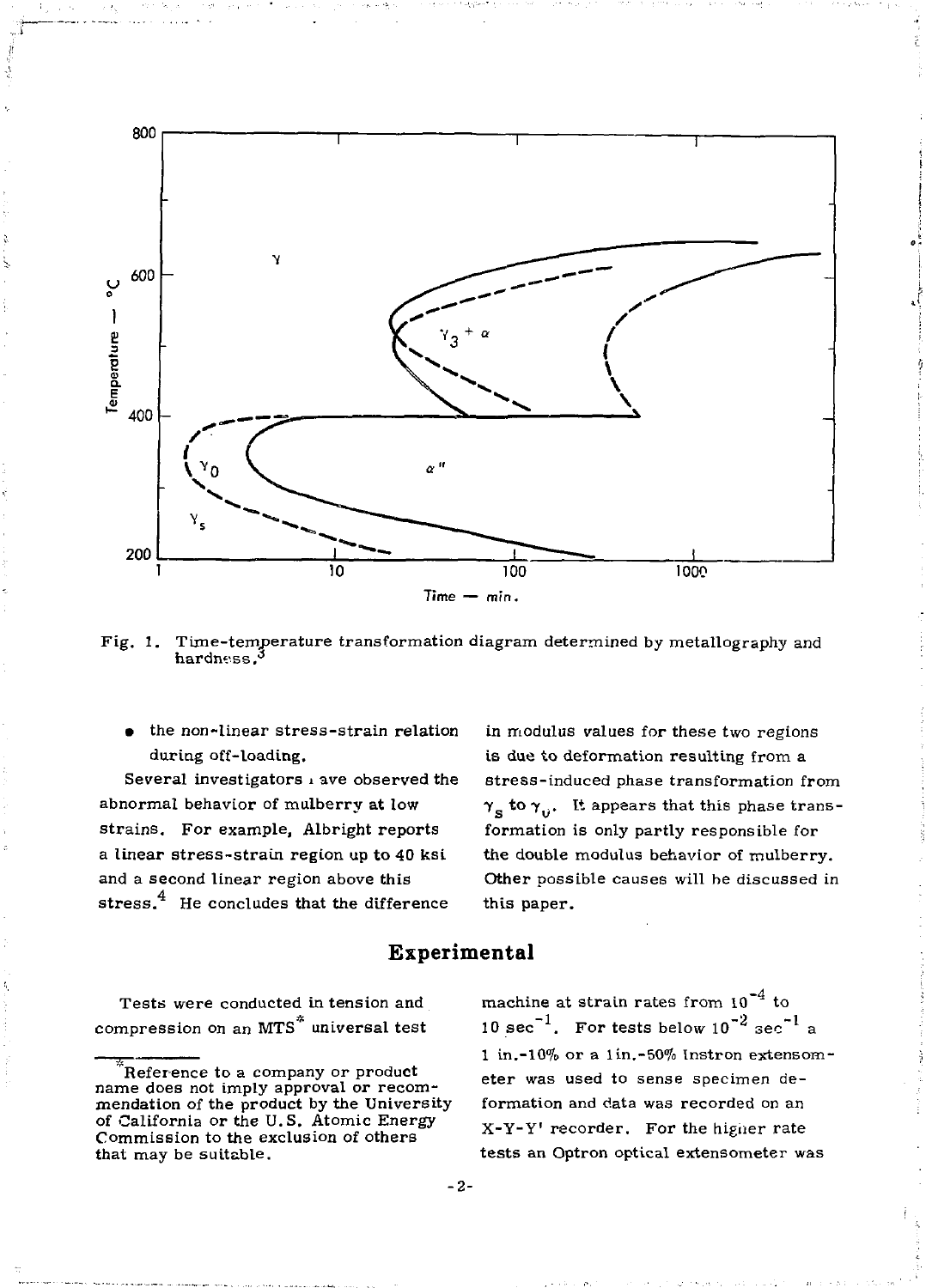Fig. 1. Time-temperature transformation diagram determined by metallography and hardness.[3]

- the non-linear stress-strain relation during off-loading.

Several investigators have observed the abnormal behavior of mulberry at low strains. For example, Albright reports a linear stress-strain region up to 40 ksi and a second linear region above this stress.[4] He concludes that the difference in modulus values for these two regions is due to deformation resulting from a stress-induced phase transformation from $\gamma_s$ to $\gamma_\upsilon$. It appears that this phase transformation is only partly responsible for the double modulus behavior of mulberry. Other possible causes will be discussed in this paper.

## Experimental

Tests were conducted in tension and compression on an MTS* universal test machine at strain rates from $10^{-4}$ to $10\ \text{sec}^{-1}$. For tests below $10^{-2}\ \text{sec}^{-1}$ a 1 in.-10% or a 1in.-50% Instron extensometer was used to sense specimen deformation and data was recorded on an X-Y-Y' recorder. For the higher rate tests an Optron optical extensometer was

*Reference to a company or product name does not imply approval or recommendation of the product by the University of California or the U.S. Atomic Energy Commission to the exclusion of others that may be suitable.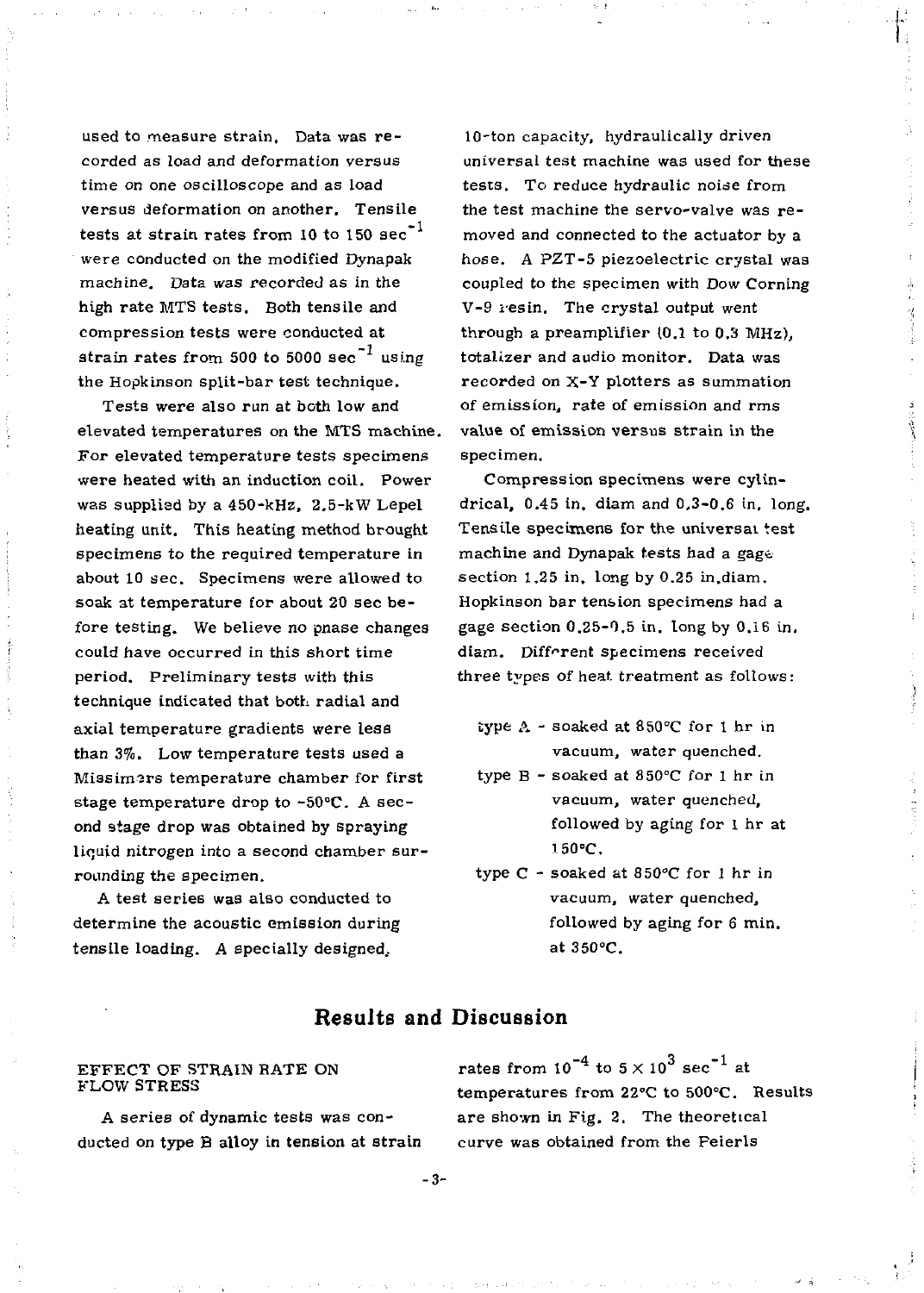used to measure strain. Data was recorded as load and deformation versus time on one oscilloscope and as load versus deformation on another. Tensile tests at strain rates from 10 to 150 $sec^{-1}$ were conducted on the modified Dynapak machine. Data was recorded as in the high rate MTS tests. Both tensile and compression tests were conducted at strain rates from 500 to 5000 $sec^{-1}$ using the Hopkinson split-bar test technique.

Tests were also run at both low and elevated temperatures on the MTS machine. For elevated temperature tests specimens were heated with an induction coil. Power was supplied by a 450-kHz, 2.5-kW Lepel heating unit. This heating method brought specimens to the required temperature in about 10 sec. Specimens were allowed to soak at temperature for about 20 sec before testing. We believe no phase changes could have occurred in this short time period. Preliminary tests with this technique indicated that both radial and axial temperature gradients were less than 3%. Low temperature tests used a Missimers temperature chamber for first stage temperature drop to -50°C. A second stage drop was obtained by spraying liquid nitrogen into a second chamber surrounding the specimen.

A test series was also conducted to determine the acoustic emission during tensile loading. A specially designed, 10-ton capacity, hydraulically driven universal test machine was used for these tests. To reduce hydraulic noise from the test machine the servo-valve was removed and connected to the actuator by a hose. A PZT-5 piezoelectric crystal was coupled to the specimen with Dow Corning V-9 resin. The crystal output went through a preamplifier (0.1 to 0.3 MHz), totalizer and audio monitor. Data was recorded on X-Y plotters as summation of emission, rate of emission and rms value of emission versus strain in the specimen.

Compression specimens were cylindrical, 0.45 in. diam and 0.3-0.6 in. long. Tensile specimens for the universal test machine and Dynapak tests had a gage section 1.25 in. long by 0.25 in. diam. Hopkinson bar tension specimens had a gage section 0.25-0.5 in. long by 0.16 in. diam. Different specimens received three types of heat treatment as follows:

- type A - soaked at 850°C for 1 hr in vacuum, water quenched.
- type B - soaked at 850°C for 1 hr in vacuum, water quenched, followed by aging for 1 hr at 150°C.
- type C - soaked at 850°C for 1 hr in vacuum, water quenched, followed by aging for 6 min. at 350°C.

## Results and Discussion

### EFFECT OF STRAIN RATE ON FLOW STRESS

A series of dynamic tests was conducted on type B alloy in tension at strain rates from $10^{-4}$ to $5 \times 10^{3}$ $sec^{-1}$ at temperatures from 22°C to 500°C. Results are shown in Fig. 2. The theoretical curve was obtained from the Peierls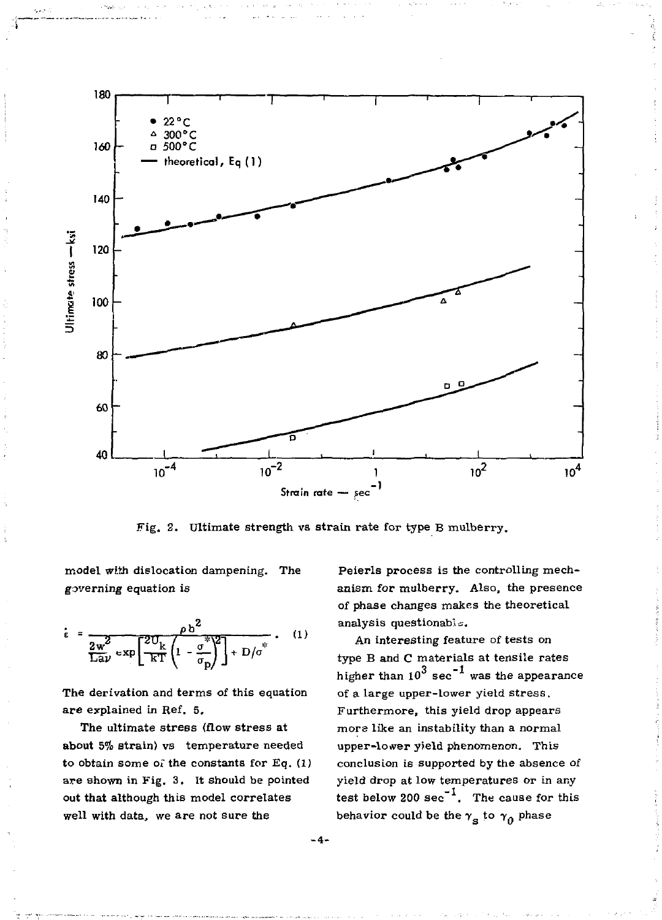Fig. 2. Ultimate strength vs strain rate for type B mulberry.

model with dislocation dampening. The governing equation is

$$\dot{\varepsilon} = \frac{\rho b^2}{\frac{2w^2}{L a \nu} \exp\left[\frac{2U_k}{kT}\left(1 - \frac{\sigma^*}{\sigma_p}\right)^2\right] + D/\sigma^*} \quad (1)$$

The derivation and terms of this equation are explained in Ref. 5.

The ultimate stress (flow stress at about 5% strain) vs temperature needed to obtain some of the constants for Eq. (1) are shown in Fig. 3. It should be pointed out that although this model correlates well with data, we are not sure the Peierls process is the controlling mechanism for mulberry. Also, the presence of phase changes makes the theoretical analysis questionable.

An interesting feature of tests on type B and C materials at tensile rates higher than $10^3$ $\text{sec}^{-1}$ was the appearance of a large upper-lower yield stress. Furthermore, this yield drop appears more like an instability than a normal upper-lower yield phenomenon. This conclusion is supported by the absence of yield drop at low temperatures or in any test below 200 $\text{sec}^{-1}$. The cause for this behavior could be the $\gamma_s$ to $\gamma_0$ phase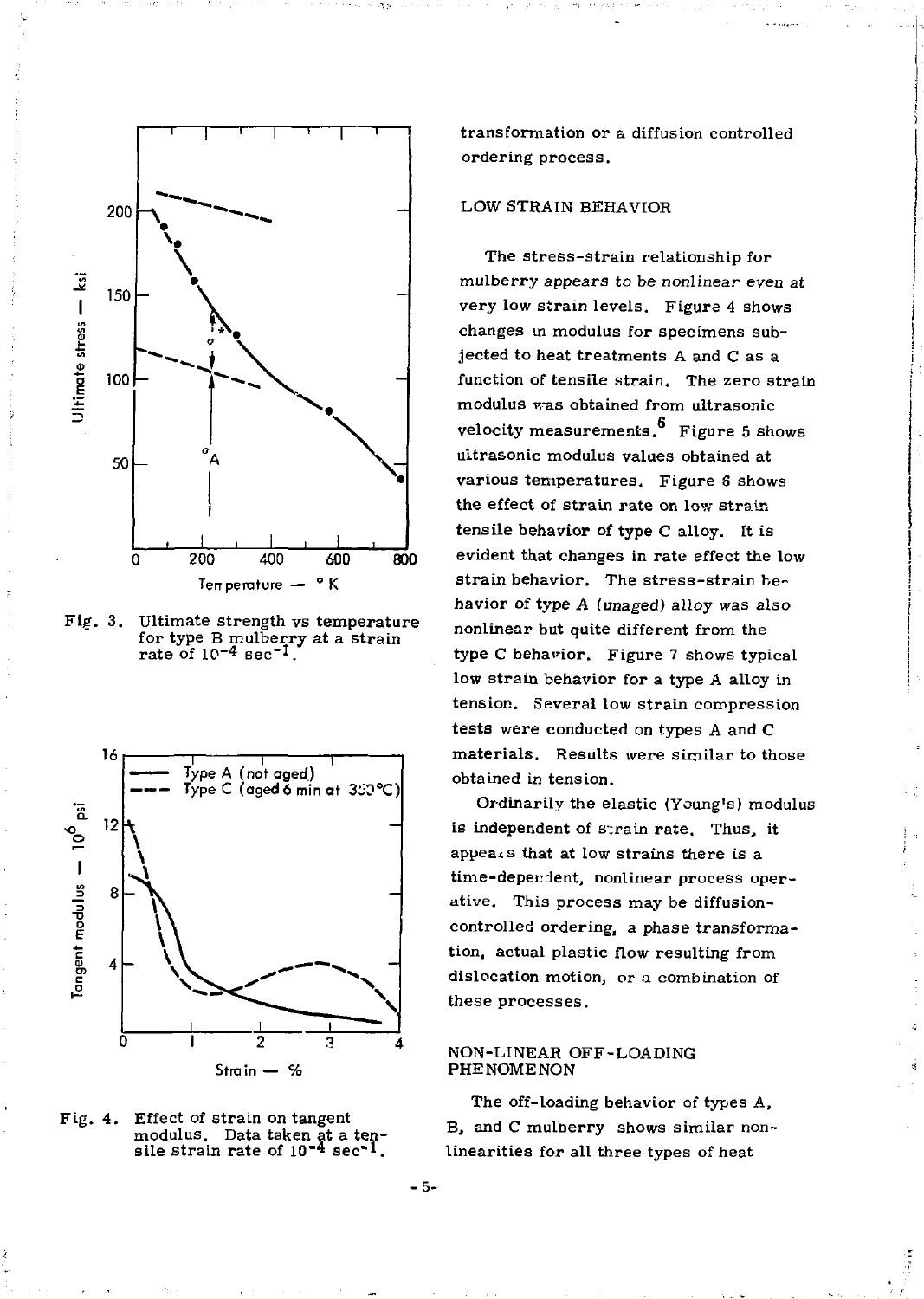Fig. 3. Ultimate strength vs temperature for type B mulberry at a strain rate of $10^{-4}$ sec$^{-1}$.

Fig. 4. Effect of strain on tangent modulus. Data taken at a tensile strain rate of $10^{-4}$ sec$^{-1}$.

transformation or a diffusion controlled ordering process.

## LOW STRAIN BEHAVIOR

The stress-strain relationship for mulberry appears to be nonlinear even at very low strain levels. Figure 4 shows changes in modulus for specimens subjected to heat treatments A and C as a function of tensile strain. The zero strain modulus was obtained from ultrasonic velocity measurements.[6] Figure 5 shows ultrasonic modulus values obtained at various temperatures. Figure 6 shows the effect of strain rate on low strain tensile behavior of type C alloy. It is evident that changes in rate effect the low strain behavior. The stress-strain behavior of type A (unaged) alloy was also nonlinear but quite different from the type C behavior. Figure 7 shows typical low strain behavior for a type A alloy in tension. Several low strain compression tests were conducted on types A and C materials. Results were similar to those obtained in tension.

Ordinarily the elastic (Young's) modulus is independent of strain rate. Thus, it appears that at low strains there is a time-dependent, nonlinear process operative. This process may be diffusion-controlled ordering, a phase transformation, actual plastic flow resulting from dislocation motion, or a combination of these processes.

## NON-LINEAR OFF-LOADING PHENOMENON

The off-loading behavior of types A, B, and C mulberry shows similar nonlinearities for all three types of heat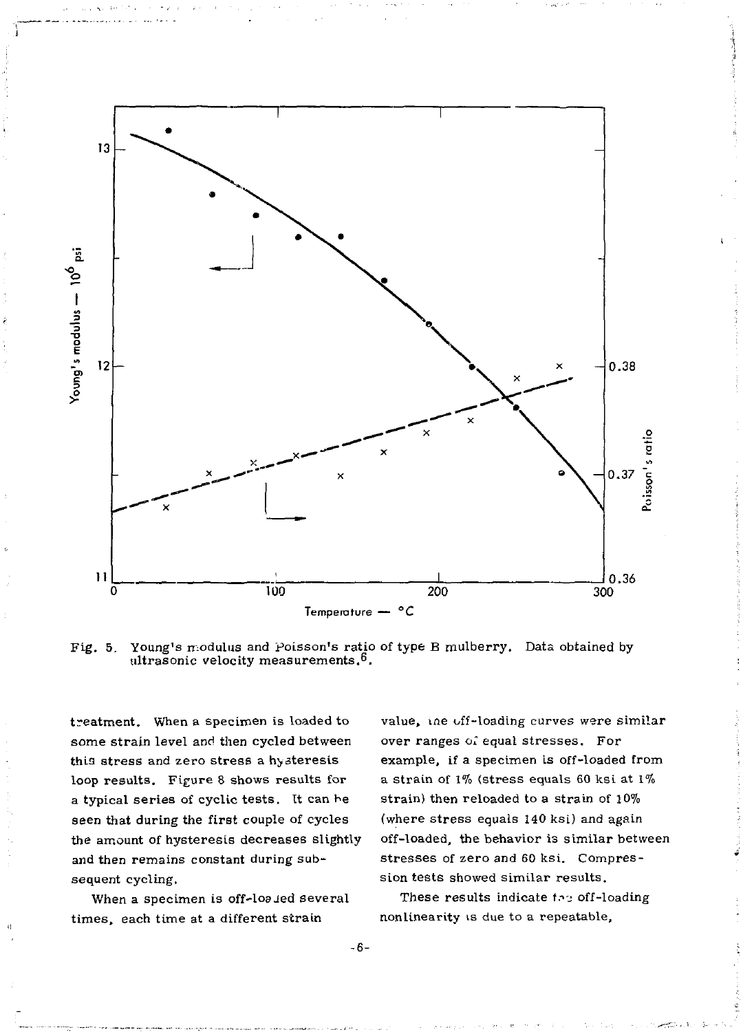Fig. 5. Young's modulus and Poisson's ratio of type B mulberry. Data obtained by ultrasonic velocity measurements.[6].

treatment. When a specimen is loaded to some strain level and then cycled between this stress and zero stress a hysteresis loop results. Figure 8 shows results for a typical series of cyclic tests. It can be seen that during the first couple of cycles the amount of hysteresis decreases slightly and then remains constant during subsequent cycling.

When a specimen is off-loaded several times, each time at a different strain value, the off-loading curves were similar over ranges of equal stresses. For example, if a specimen is off-loaded from a strain of 1% (stress equals 60 ksi at 1% strain) then reloaded to a strain of 10% (where stress equals 140 ksi) and again off-loaded, the behavior is similar between stresses of zero and 60 ksi. Compression tests showed similar results.

These results indicate the off-loading nonlinearity is due to a repeatable,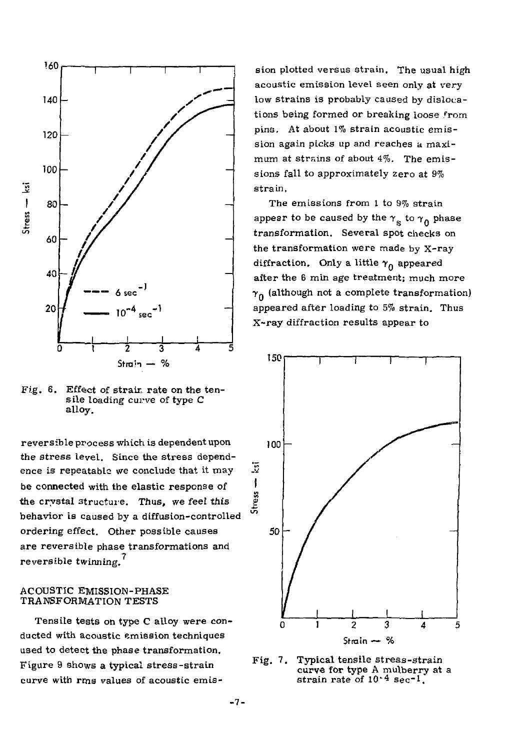Fig. 6. Effect of strain rate on the tensile loading curve of type C alloy.

reversible process which is dependent upon the stress level. Since the stress dependence is repeatable we conclude that it may be connected with the elastic response of the crystal structure. Thus, we feel this behavior is caused by a diffusion-controlled ordering effect. Other possible causes are reversible phase transformations and reversible twinning.[7]

## ACOUSTIC EMISSION-PHASE TRANSFORMATION TESTS

Tensile tests on type C alloy were conducted with acoustic emission techniques used to detect the phase transformation. Figure 9 shows a typical stress-strain curve with rms values of acoustic emission plotted versus strain. The usual high acoustic emission level seen only at very low strains is probably caused by dislocations being formed or breaking loose from pins. At about 1% strain acoustic emission again picks up and reaches a maximum at strains of about 4%. The emissions fall to approximately zero at 9% strain.

The emissions from 1 to 9% strain appear to be caused by the $\gamma_s$ to $\gamma_0$ phase transformation. Several spot checks on the transformation were made by X-ray diffraction. Only a little $\gamma_0$ appeared after the 6 min age treatment; much more $\gamma_0$ (although not a complete transformation) appeared after loading to 5% strain. Thus X-ray diffraction results appear to

Fig. 7. Typical tensile stress-strain curve for type A mulberry at a strain rate of $10^{-4}$ $sec^{-1}$.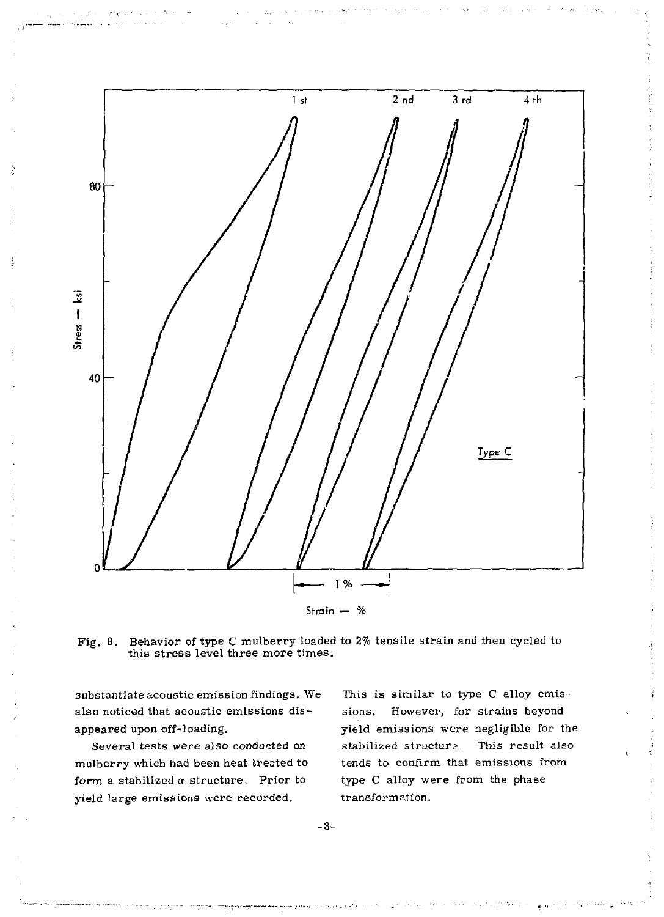Fig. 8. Behavior of type C mulberry loaded to 2% tensile strain and then cycled to this stress level three more times.

substantiate acoustic emission findings. We also noticed that acoustic emissions disappeared upon off-loading.

Several tests were also conducted on mulberry which had been heat treated to form a stabilized $\alpha$ structure. Prior to yield large emissions were recorded. This is similar to type C alloy emissions. However, for strains beyond yield emissions were negligible for the stabilized structure. This result also tends to confirm that emissions from type C alloy were from the phase transformation.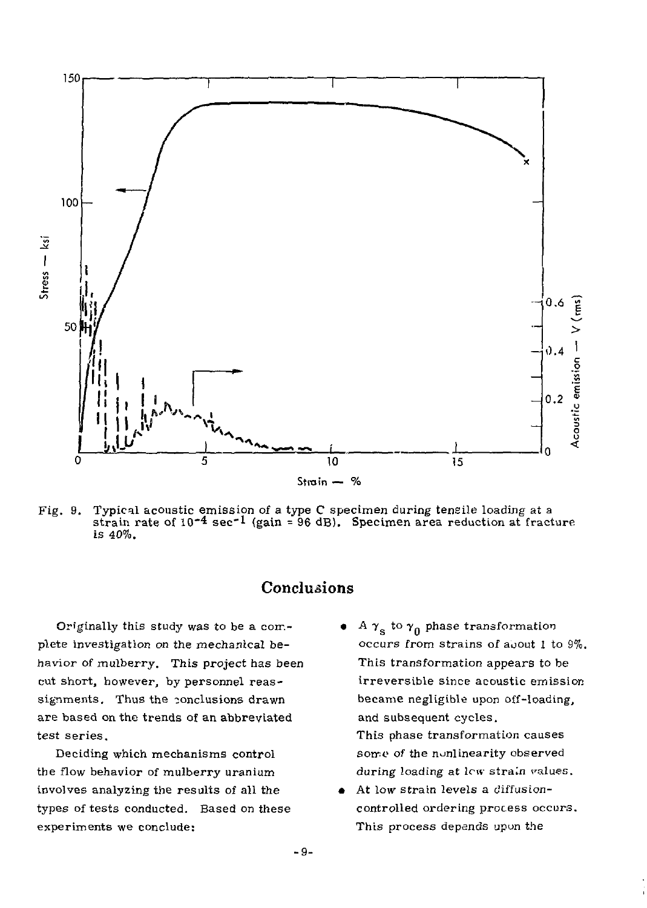Fig. 9. Typical acoustic emission of a type C specimen during tensile loading at a strain rate of $10^{-4}$ $sec^{-1}$ (gain = 96 dB). Specimen area reduction at fracture is 40%.

## Conclusions

Originally this study was to be a complete investigation on the mechanical behavior of mulberry. This project has been cut short, however, by personnel reassignments. Thus the conclusions drawn are based on the trends of an abbreviated test series.

Deciding which mechanisms control the flow behavior of mulberry uranium involves analyzing the results of all the types of tests conducted. Based on these experiments we conclude:

- A $\gamma_s$ to $\gamma_0$ phase transformation occurs from strains of about 1 to 9%. This transformation appears to be irreversible since acoustic emission became negligible upon off-loading, and subsequent cycles.

  This phase transformation causes some of the nonlinearity observed during loading at low strain values.

- At low strain levels a diffusion-controlled ordering process occurs. This process depends upon the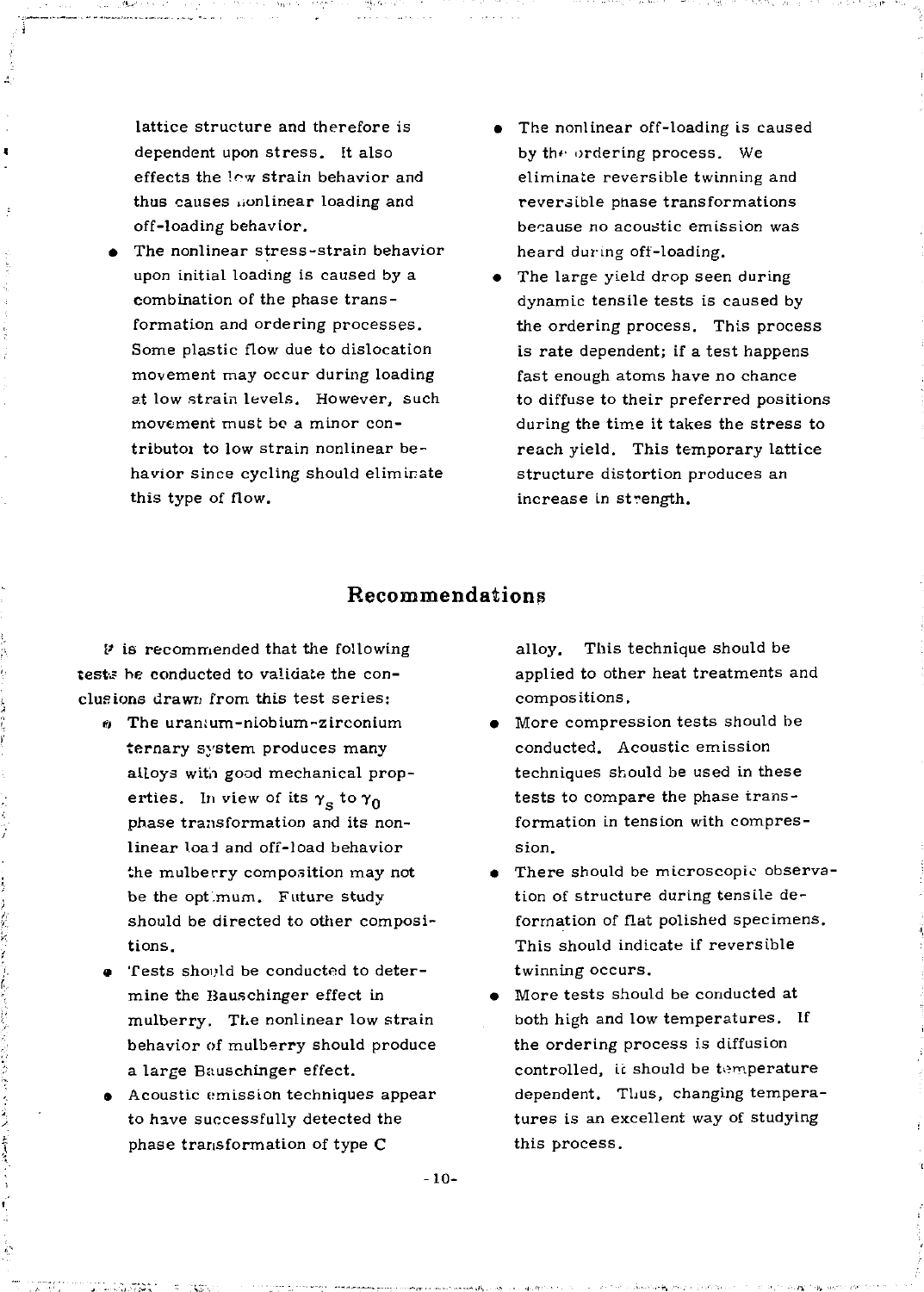lattice structure and therefore is dependent upon stress. It also effects the low strain behavior and thus causes nonlinear loading and off-loading behavior.

- The nonlinear stress-strain behavior upon initial loading is caused by a combination of the phase transformation and ordering processes. Some plastic flow due to dislocation movement may occur during loading at low strain levels. However, such movement must be a minor contributor to low strain nonlinear behavior since cycling should eliminate this type of flow.
- The nonlinear off-loading is caused by the ordering process. We eliminate reversible twinning and reversible phase transformations because no acoustic emission was heard during off-loading.
- The large yield drop seen during dynamic tensile tests is caused by the ordering process. This process is rate dependent; if a test happens fast enough atoms have no chance to diffuse to their preferred positions during the time it takes the stress to reach yield. This temporary lattice structure distortion produces an increase in strength.

## Recommendations

It is recommended that the following tests be conducted to validate the conclusions drawn from this test series:

- The uranium-niobium-zirconium ternary system produces many alloys with good mechanical properties. In view of its $\gamma_s$ to $\gamma_0$ phase transformation and its nonlinear load and off-load behavior the mulberry composition may not be the optimum. Future study should be directed to other compositions.
- Tests should be conducted to determine the Bauschinger effect in mulberry. The nonlinear low strain behavior of mulberry should produce a large Bauschinger effect.
- Acoustic emission techniques appear to have successfully detected the phase transformation of type C alloy. This technique should be applied to other heat treatments and compositions.
- More compression tests should be conducted. Acoustic emission techniques should be used in these tests to compare the phase transformation in tension with compression.
- There should be microscopic observation of structure during tensile deformation of flat polished specimens. This should indicate if reversible twinning occurs.
- More tests should be conducted at both high and low temperatures. If the ordering process is diffusion controlled, it should be temperature dependent. Thus, changing temperatures is an excellent way of studying this process.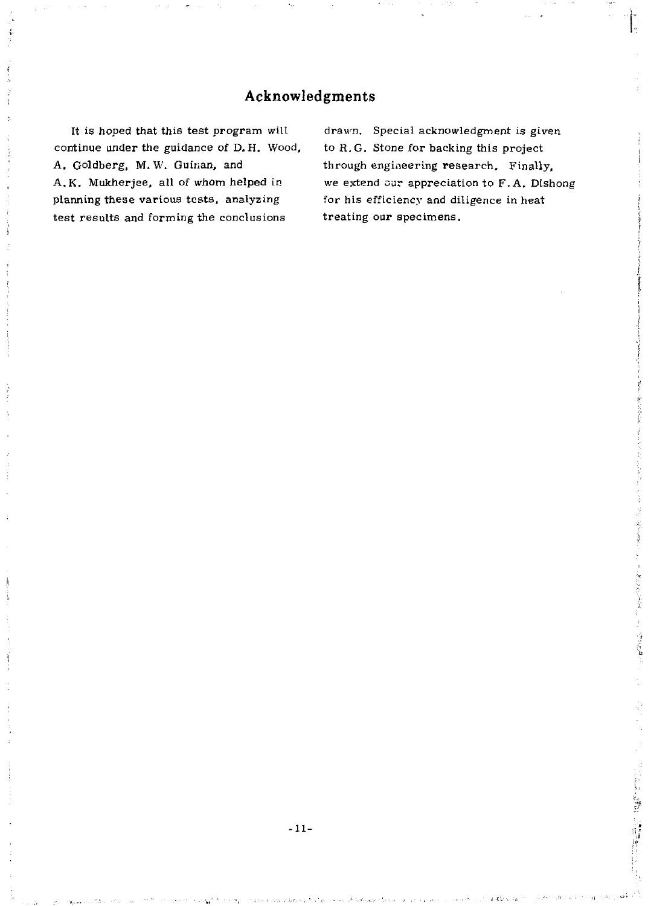## Acknowledgments

It is hoped that this test program will continue under the guidance of D. H. Wood, A. Goldberg, M. W. Guinan, and A.K. Mukherjee, all of whom helped in planning these various tests, analyzing test results and forming the conclusions drawn. Special acknowledgment is given to R. G. Stone for backing this project through engineering research. Finally, we extend our appreciation to F. A. Dishong for his efficiency and diligence in heat treating our specimens.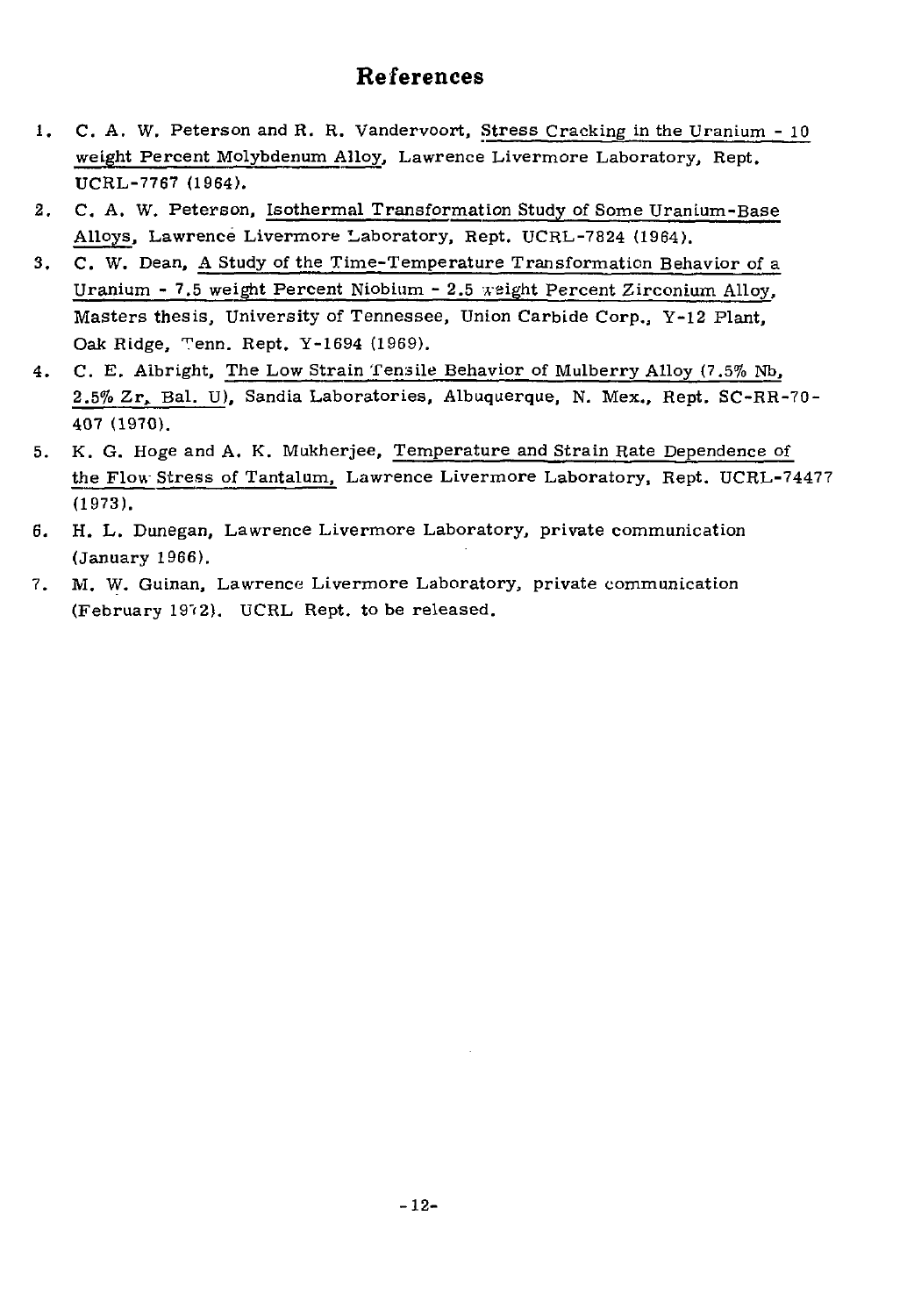# References

1. C. A. W. Peterson and R. R. Vandervoort, Stress Cracking in the Uranium - 10 weight Percent Molybdenum Alloy, Lawrence Livermore Laboratory, Rept. UCRL-7767 (1964).
2. C. A. W. Peterson, Isothermal Transformation Study of Some Uranium-Base Alloys, Lawrence Livermore Laboratory, Rept. UCRL-7824 (1964).
3. C. W. Dean, A Study of the Time-Temperature Transformation Behavior of a Uranium - 7.5 weight Percent Niobium - 2.5 weight Percent Zirconium Alloy, Masters thesis, University of Tennessee, Union Carbide Corp., Y-12 Plant, Oak Ridge, Tenn. Rept. Y-1694 (1969).
4. C. E. Albright, The Low Strain Tensile Behavior of Mulberry Alloy (7.5% Nb, 2.5% Zr, Bal. U), Sandia Laboratories, Albuquerque, N. Mex., Rept. SC-RR-70-407 (1970).
5. K. G. Hoge and A. K. Mukherjee, Temperature and Strain Rate Dependence of the Flow Stress of Tantalum, Lawrence Livermore Laboratory, Rept. UCRL-74477 (1973).
6. H. L. Dunegan, Lawrence Livermore Laboratory, private communication (January 1966).
7. M. W. Guinan, Lawrence Livermore Laboratory, private communication (February 1972). UCRL Rept. to be released.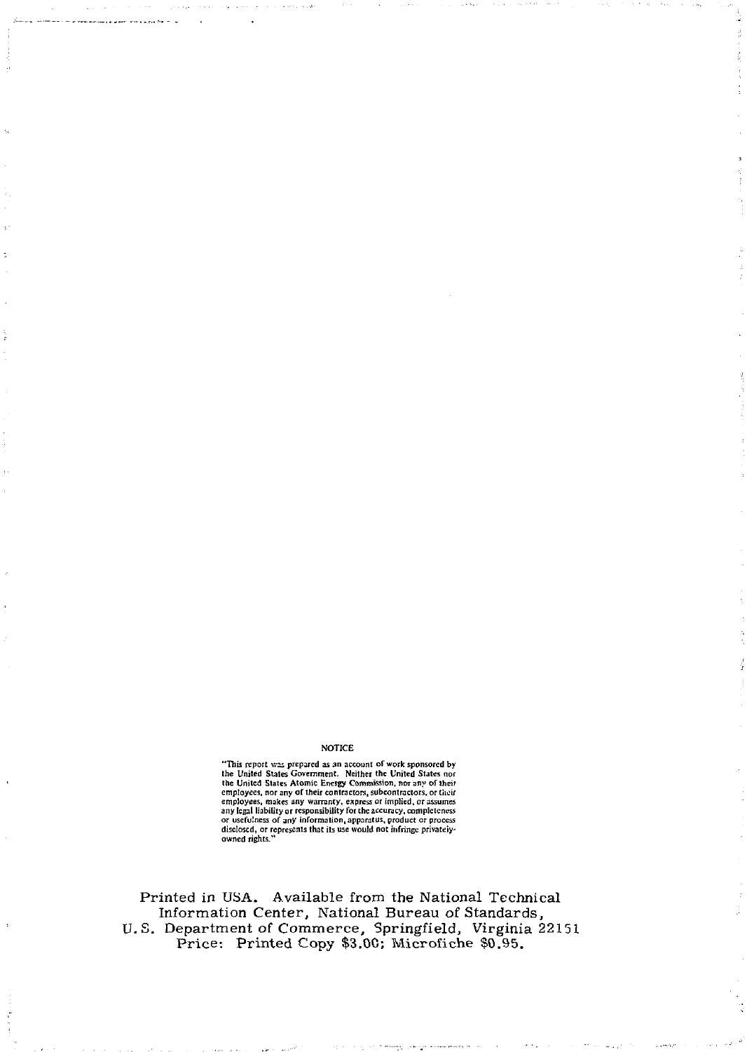NOTICE

"This report was prepared as an account of work sponsored by the United States Government. Neither the United States nor the United States Atomic Energy Commission, nor any of their employees, nor any of their contractors, subcontractors, or their employees, makes any warranty, express or implied, or assumes any legal liability or responsibility for the accuracy, completeness or usefulness of any information, apparatus, product or process disclosed, or represents that its use would not infringe privately-owned rights."

Printed in USA. Available from the National Technical Information Center, National Bureau of Standards, U.S. Department of Commerce, Springfield, Virginia 22151

Price: Printed Copy $3.00; Microfiche $0.95.